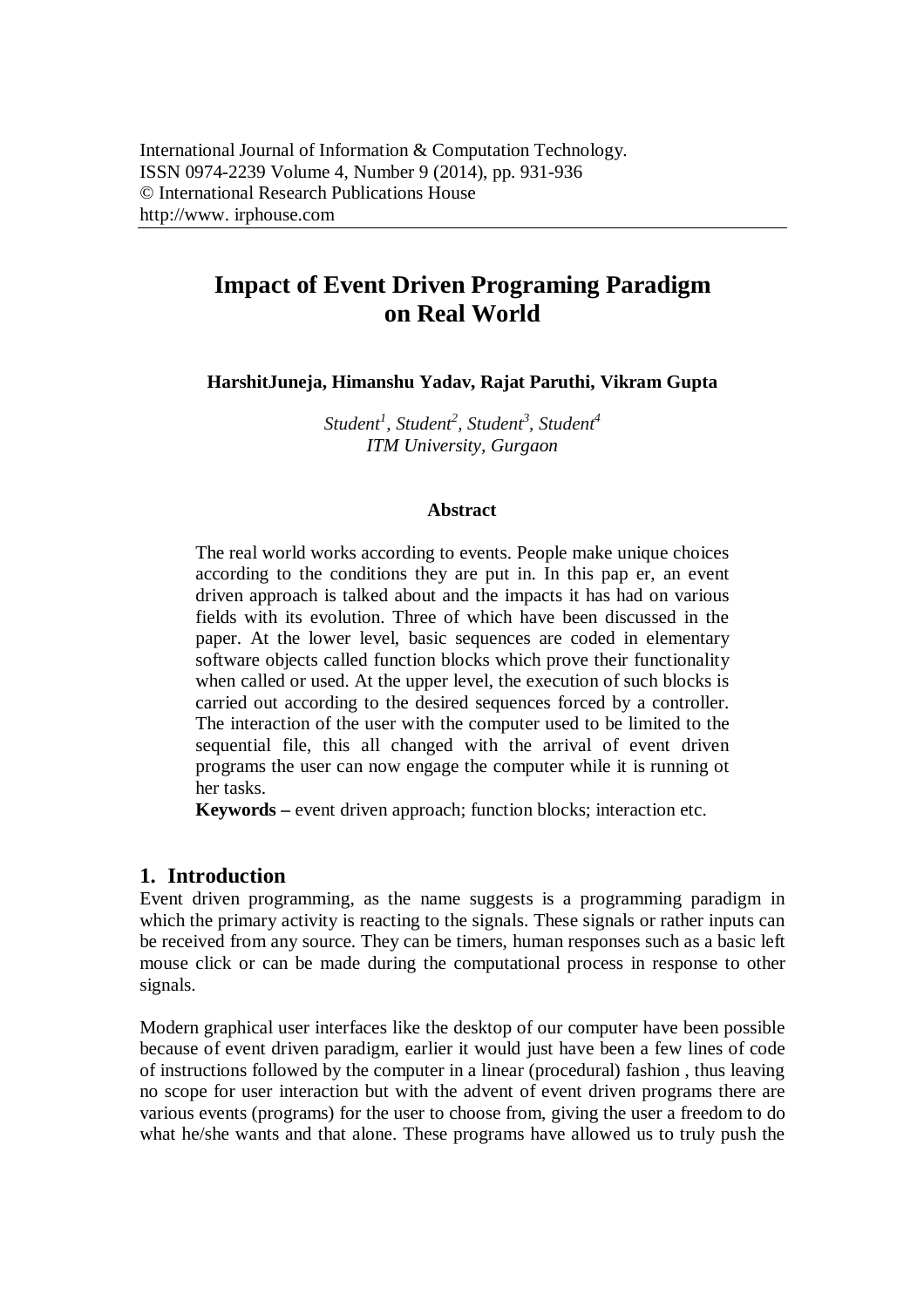International Journal of Information & Computation Technology.
ISSN 0974-2239 Volume 4, Number 9 (2014), pp. 931-936
© International Research Publications House
http://www. irphouse.com

# Impact of Event Driven Programing Paradigm on Real World

**HarshitJuneja, Himanshu Yadav, Rajat Paruthi, Vikram Gupta**

*Student[1], Student[2], Student[3], Student[4]*
*ITM University, Gurgaon*

### Abstract

The real world works according to events. People make unique choices according to the conditions they are put in. In this pap er, an event driven approach is talked about and the impacts it has had on various fields with its evolution. Three of which have been discussed in the paper. At the lower level, basic sequences are coded in elementary software objects called function blocks which prove their functionality when called or used. At the upper level, the execution of such blocks is carried out according to the desired sequences forced by a controller. The interaction of the user with the computer used to be limited to the sequential file, this all changed with the arrival of event driven programs the user can now engage the computer while it is running ot her tasks.

**Keywords –** event driven approach; function blocks; interaction etc.

## 1. Introduction

Event driven programming, as the name suggests is a programming paradigm in which the primary activity is reacting to the signals. These signals or rather inputs can be received from any source. They can be timers, human responses such as a basic left mouse click or can be made during the computational process in response to other signals.

Modern graphical user interfaces like the desktop of our computer have been possible because of event driven paradigm, earlier it would just have been a few lines of code of instructions followed by the computer in a linear (procedural) fashion , thus leaving no scope for user interaction but with the advent of event driven programs there are various events (programs) for the user to choose from, giving the user a freedom to do what he/she wants and that alone. These programs have allowed us to truly push the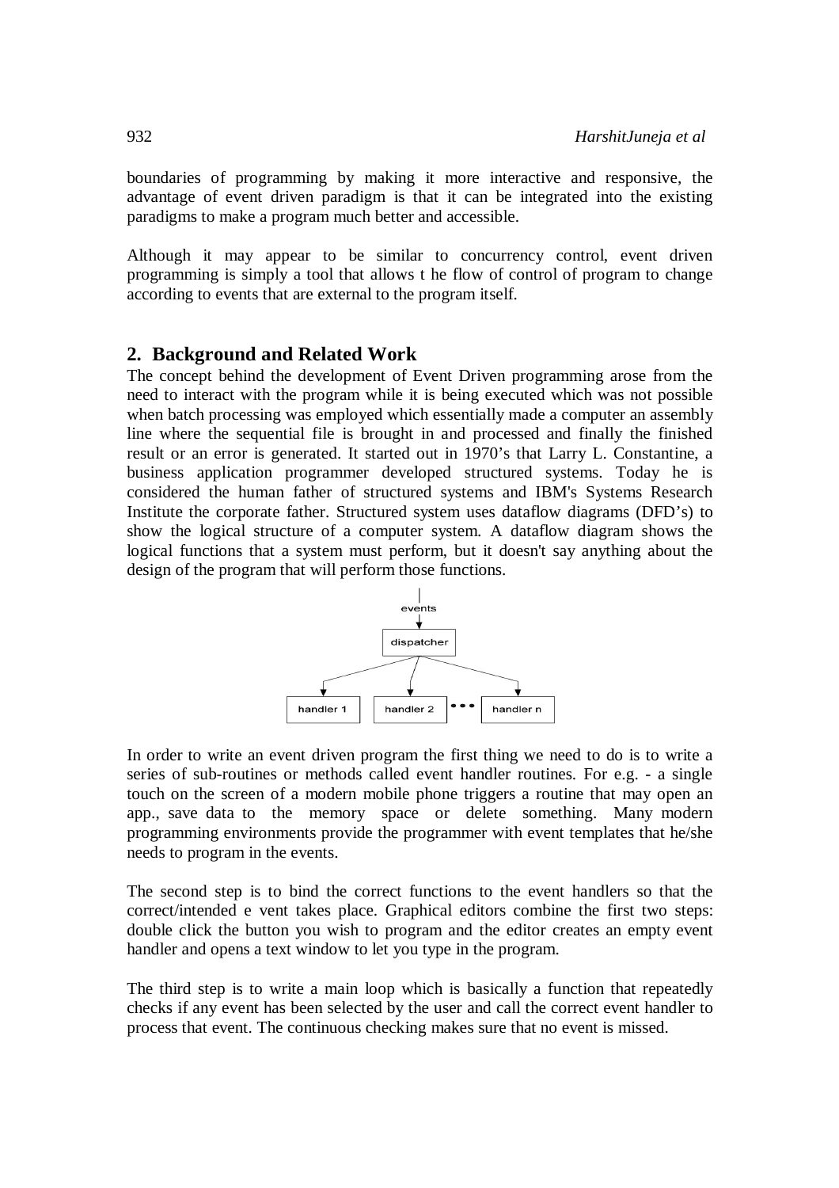boundaries of programming by making it more interactive and responsive, the advantage of event driven paradigm is that it can be integrated into the existing paradigms to make a program much better and accessible.

Although it may appear to be similar to concurrency control, event driven programming is simply a tool that allows t he flow of control of program to change according to events that are external to the program itself.

## 2. Background and Related Work

The concept behind the development of Event Driven programming arose from the need to interact with the program while it is being executed which was not possible when batch processing was employed which essentially made a computer an assembly line where the sequential file is brought in and processed and finally the finished result or an error is generated. It started out in 1970's that Larry L. Constantine, a business application programmer developed structured systems. Today he is considered the human father of structured systems and IBM's Systems Research Institute the corporate father. Structured system uses dataflow diagrams (DFD's) to show the logical structure of a computer system. A dataflow diagram shows the logical functions that a system must perform, but it doesn't say anything about the design of the program that will perform those functions.

In order to write an event driven program the first thing we need to do is to write a series of sub-routines or methods called event handler routines. For e.g. - a single touch on the screen of a modern mobile phone triggers a routine that may open an app., save data to the memory space or delete something. Many modern programming environments provide the programmer with event templates that he/she needs to program in the events.

The second step is to bind the correct functions to the event handlers so that the correct/intended e vent takes place. Graphical editors combine the first two steps: double click the button you wish to program and the editor creates an empty event handler and opens a text window to let you type in the program.

The third step is to write a main loop which is basically a function that repeatedly checks if any event has been selected by the user and call the correct event handler to process that event. The continuous checking makes sure that no event is missed.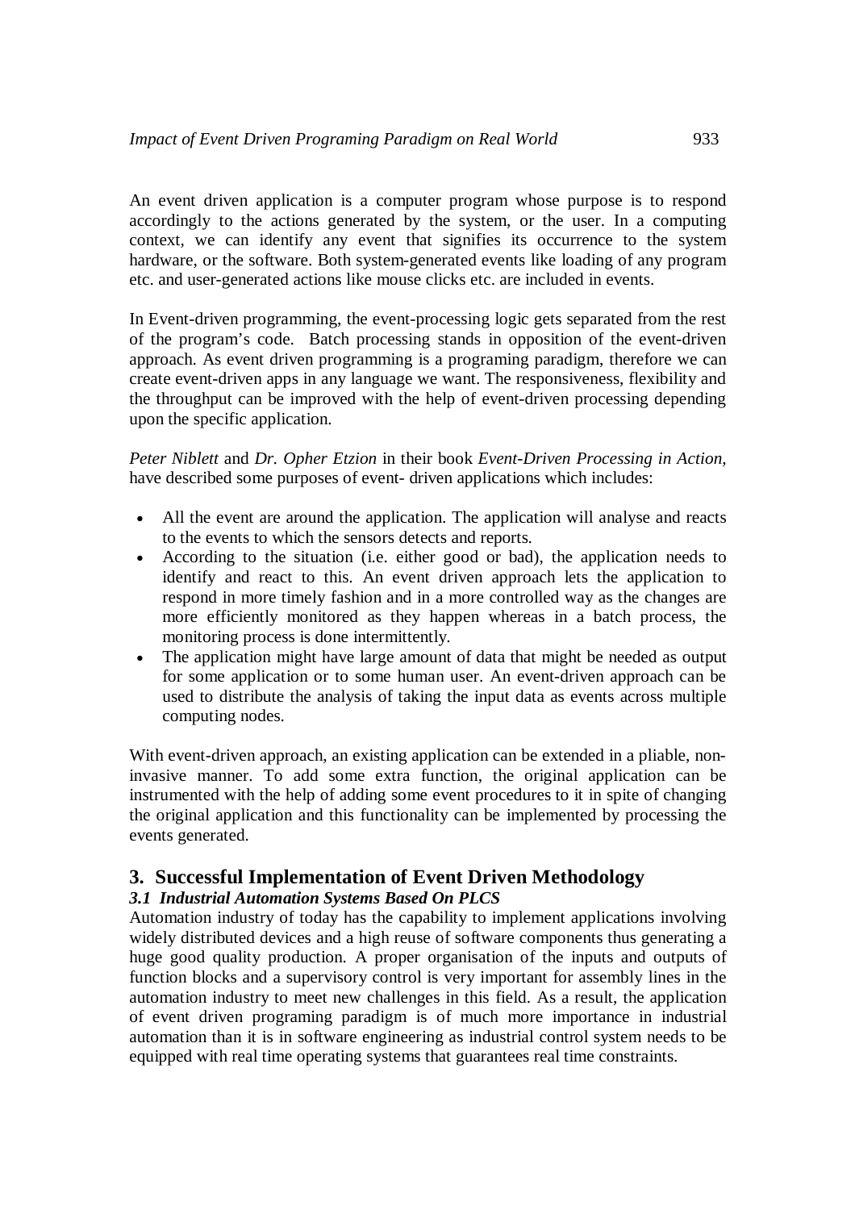An event driven application is a computer program whose purpose is to respond accordingly to the actions generated by the system, or the user. In a computing context, we can identify any event that signifies its occurrence to the system hardware, or the software. Both system-generated events like loading of any program etc. and user-generated actions like mouse clicks etc. are included in events.

In Event-driven programming, the event-processing logic gets separated from the rest of the program's code. Batch processing stands in opposition of the event-driven approach. As event driven programming is a programing paradigm, therefore we can create event-driven apps in any language we want. The responsiveness, flexibility and the throughput can be improved with the help of event-driven processing depending upon the specific application.

*Peter Niblett* and *Dr. Opher Etzion* in their book *Event-Driven Processing in Action*, have described some purposes of event- driven applications which includes:

- All the event are around the application. The application will analyse and reacts to the events to which the sensors detects and reports.
- According to the situation (i.e. either good or bad), the application needs to identify and react to this. An event driven approach lets the application to respond in more timely fashion and in a more controlled way as the changes are more efficiently monitored as they happen whereas in a batch process, the monitoring process is done intermittently.
- The application might have large amount of data that might be needed as output for some application or to some human user. An event-driven approach can be used to distribute the analysis of taking the input data as events across multiple computing nodes.

With event-driven approach, an existing application can be extended in a pliable, non-invasive manner. To add some extra function, the original application can be instrumented with the help of adding some event procedures to it in spite of changing the original application and this functionality can be implemented by processing the events generated.

## 3. Successful Implementation of Event Driven Methodology

### *3.1 Industrial Automation Systems Based On PLCS*

Automation industry of today has the capability to implement applications involving widely distributed devices and a high reuse of software components thus generating a huge good quality production. A proper organisation of the inputs and outputs of function blocks and a supervisory control is very important for assembly lines in the automation industry to meet new challenges in this field. As a result, the application of event driven programing paradigm is of much more importance in industrial automation than it is in software engineering as industrial control system needs to be equipped with real time operating systems that guarantees real time constraints.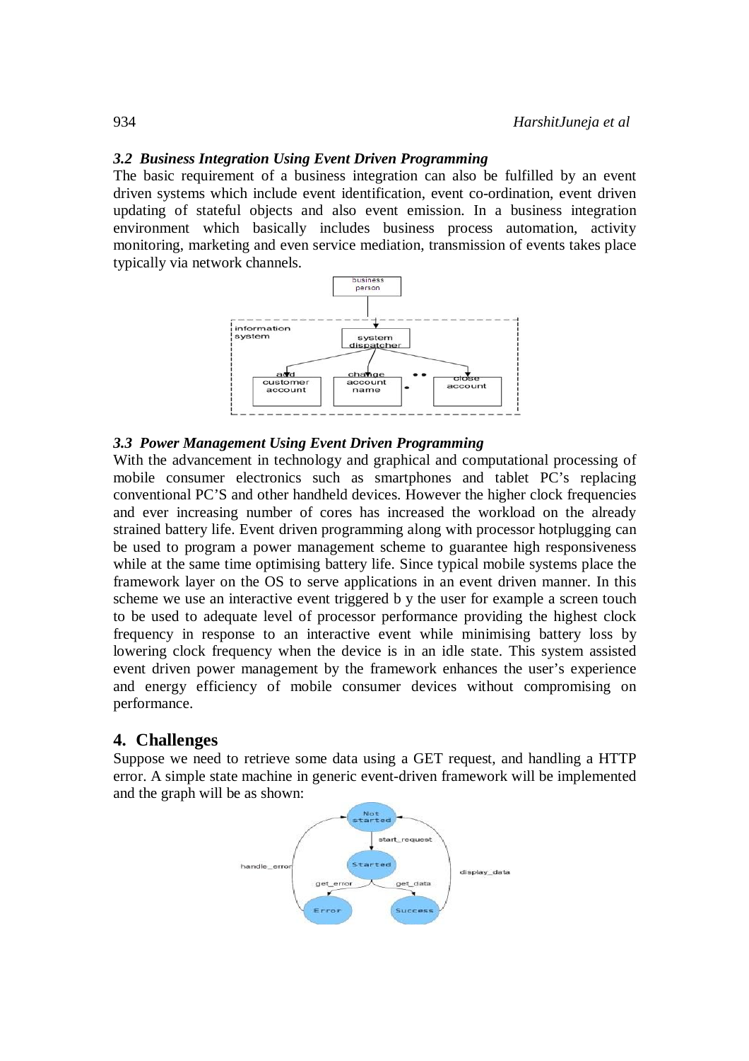### *3.2 Business Integration Using Event Driven Programming*

The basic requirement of a business integration can also be fulfilled by an event driven systems which include event identification, event co-ordination, event driven updating of stateful objects and also event emission. In a business integration environment which basically includes business process automation, activity monitoring, marketing and even service mediation, transmission of events takes place typically via network channels.

### *3.3 Power Management Using Event Driven Programming*

With the advancement in technology and graphical and computational processing of mobile consumer electronics such as smartphones and tablet PC's replacing conventional PC'S and other handheld devices. However the higher clock frequencies and ever increasing number of cores has increased the workload on the already strained battery life. Event driven programming along with processor hotplugging can be used to program a power management scheme to guarantee high responsiveness while at the same time optimising battery life. Since typical mobile systems place the framework layer on the OS to serve applications in an event driven manner. In this scheme we use an interactive event triggered b y the user for example a screen touch to be used to adequate level of processor performance providing the highest clock frequency in response to an interactive event while minimising battery loss by lowering clock frequency when the device is in an idle state. This system assisted event driven power management by the framework enhances the user's experience and energy efficiency of mobile consumer devices without compromising on performance.

## 4. Challenges

Suppose we need to retrieve some data using a GET request, and handling a HTTP error. A simple state machine in generic event-driven framework will be implemented and the graph will be as shown: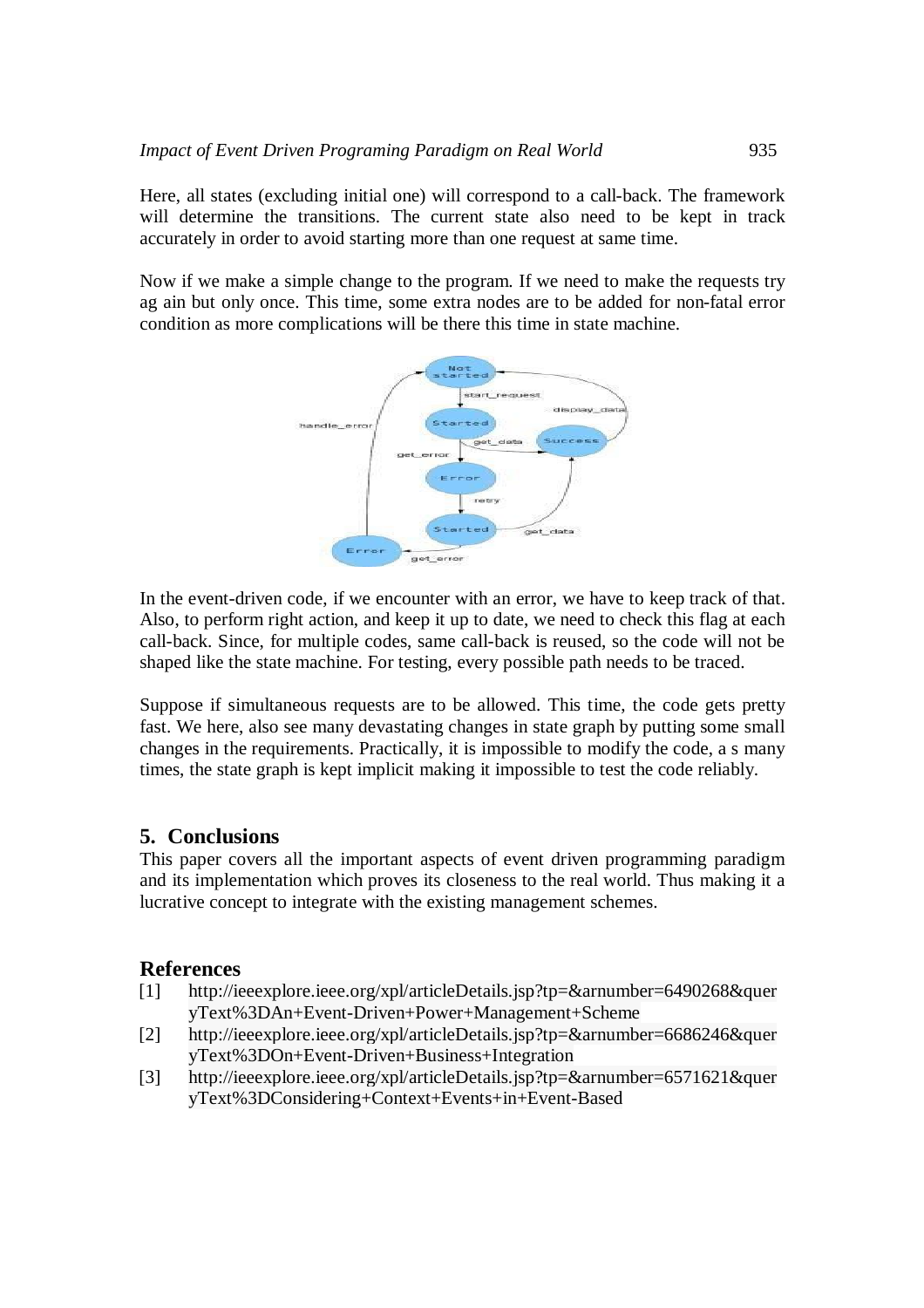Here, all states (excluding initial one) will correspond to a call-back. The framework will determine the transitions. The current state also need to be kept in track accurately in order to avoid starting more than one request at same time.

Now if we make a simple change to the program. If we need to make the requests try ag ain but only once. This time, some extra nodes are to be added for non-fatal error condition as more complications will be there this time in state machine.

In the event-driven code, if we encounter with an error, we have to keep track of that. Also, to perform right action, and keep it up to date, we need to check this flag at each call-back. Since, for multiple codes, same call-back is reused, so the code will not be shaped like the state machine. For testing, every possible path needs to be traced.

Suppose if simultaneous requests are to be allowed. This time, the code gets pretty fast. We here, also see many devastating changes in state graph by putting some small changes in the requirements. Practically, it is impossible to modify the code, a s many times, the state graph is kept implicit making it impossible to test the code reliably.

## 5. Conclusions

This paper covers all the important aspects of event driven programming paradigm and its implementation which proves its closeness to the real world. Thus making it a lucrative concept to integrate with the existing management schemes.

## References

[1] http://ieeexplore.ieee.org/xpl/articleDetails.jsp?tp=&arnumber=6490268&queryText%3DAn+Event-Driven+Power+Management+Scheme

[2] http://ieeexplore.ieee.org/xpl/articleDetails.jsp?tp=&arnumber=6686246&queryText%3DOn+Event-Driven+Business+Integration

[3] http://ieeexplore.ieee.org/xpl/articleDetails.jsp?tp=&arnumber=6571621&queryText%3DConsidering+Context+Events+in+Event-Based